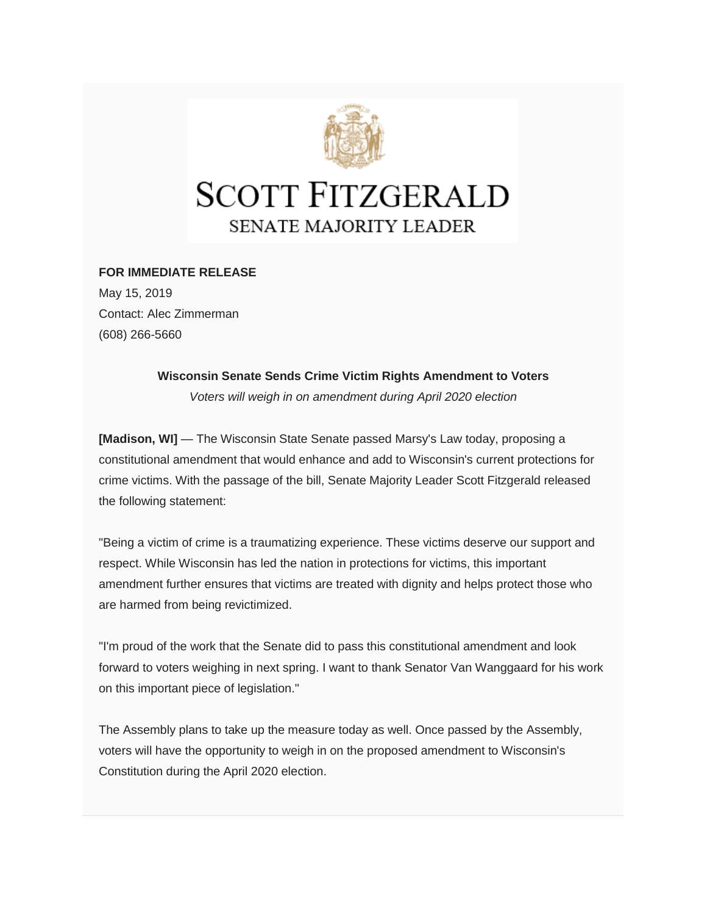# SCOTT FITZGERALD

SENATE MAJORITY LEADER

**FOR IMMEDIATE RELEASE**

May 15, 2019

Contact: Alec Zimmerman

(608) 266-5660

**Wisconsin Senate Sends Crime Victim Rights Amendment to Voters**

*Voters will weigh in on amendment during April 2020 election*

**[Madison, WI]** — The Wisconsin State Senate passed Marsy's Law today, proposing a constitutional amendment that would enhance and add to Wisconsin's current protections for crime victims. With the passage of the bill, Senate Majority Leader Scott Fitzgerald released the following statement:

"Being a victim of crime is a traumatizing experience. These victims deserve our support and respect. While Wisconsin has led the nation in protections for victims, this important amendment further ensures that victims are treated with dignity and helps protect those who are harmed from being revictimized.

"I'm proud of the work that the Senate did to pass this constitutional amendment and look forward to voters weighing in next spring. I want to thank Senator Van Wanggaard for his work on this important piece of legislation."

The Assembly plans to take up the measure today as well. Once passed by the Assembly, voters will have the opportunity to weigh in on the proposed amendment to Wisconsin's Constitution during the April 2020 election.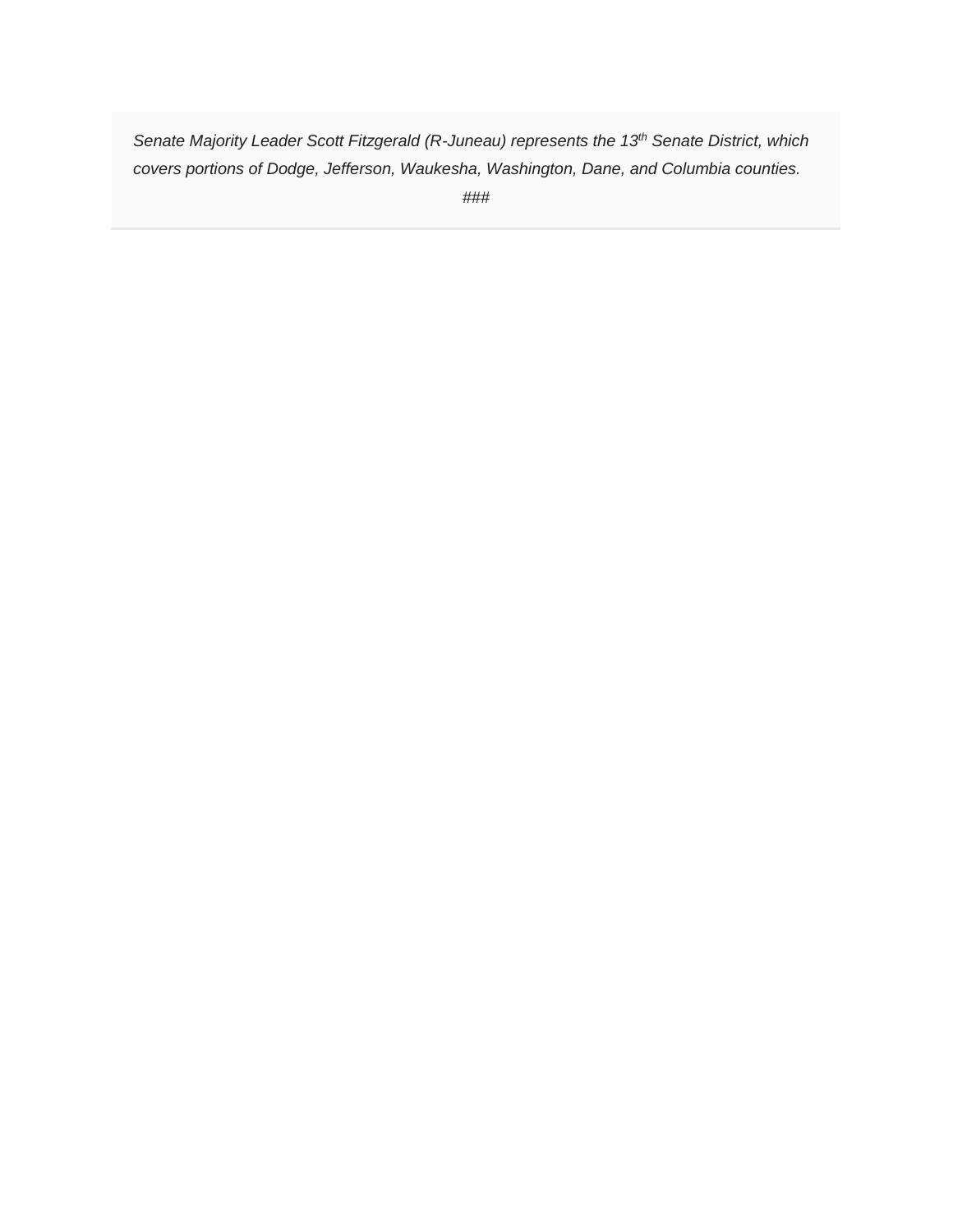*Senate Majority Leader Scott Fitzgerald (R-Juneau) represents the 13th Senate District, which covers portions of Dodge, Jefferson, Waukesha, Washington, Dane, and Columbia counties.*

###